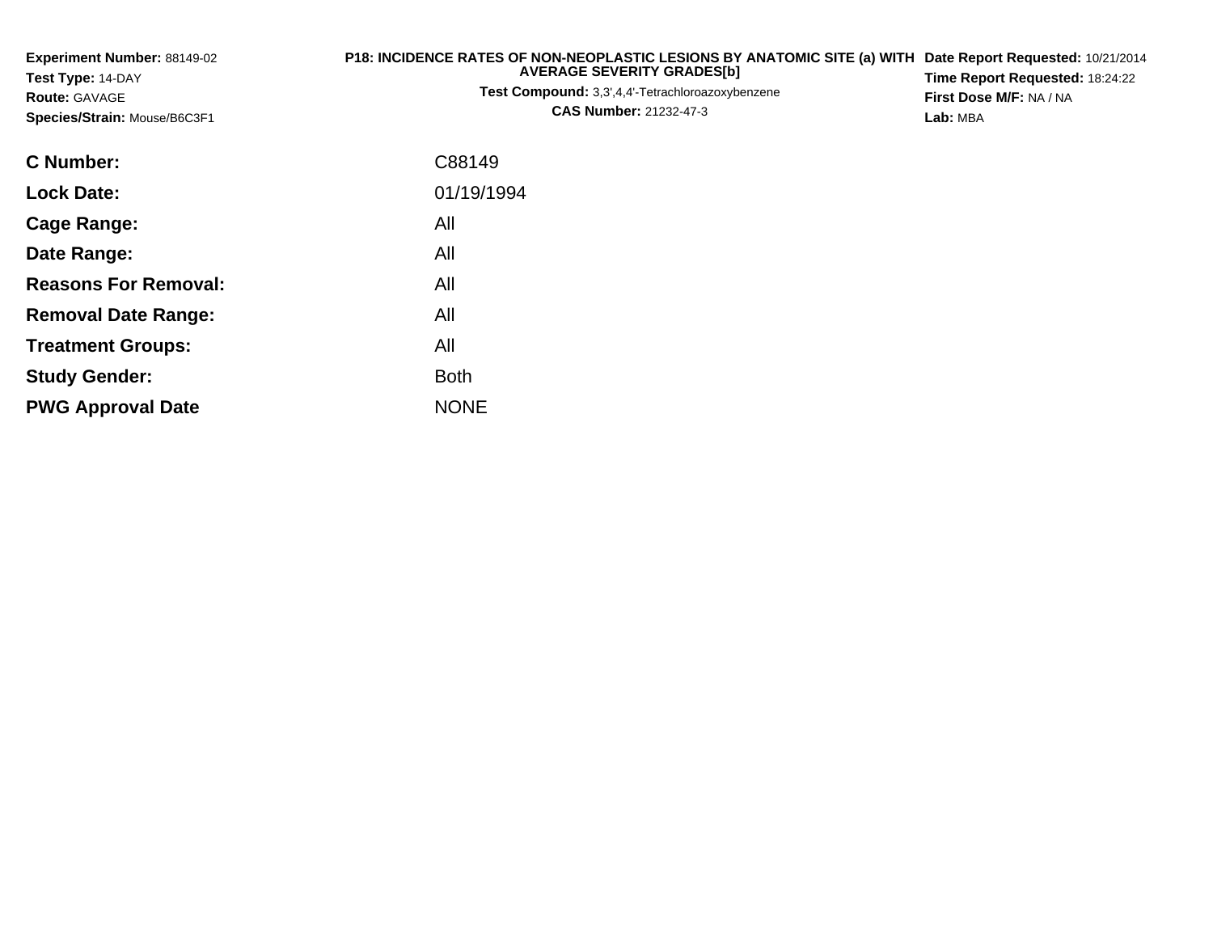**Experiment Number:** 88149-02
**Test Type:** 14-DAY
**Route:** GAVAGE
**Species/Strain:** Mouse/B6C3F1

**P18: INCIDENCE RATES OF NON-NEOPLASTIC LESIONS BY ANATOMIC SITE (a) WITH AVERAGE SEVERITY GRADES[b]**
**Test Compound:** 3,3',4,4'-Tetrachloroazoxybenzene
**CAS Number:** 21232-47-3

**Date Report Requested:** 10/21/2014
**Time Report Requested:** 18:24:22
**First Dose M/F:** NA / NA
**Lab:** MBA

| | |
|---|---|
| **C Number:** | C88149 |
| **Lock Date:** | 01/19/1994 |
| **Cage Range:** | All |
| **Date Range:** | All |
| **Reasons For Removal:** | All |
| **Removal Date Range:** | All |
| **Treatment Groups:** | All |
| **Study Gender:** | Both |
| **PWG Approval Date** | NONE |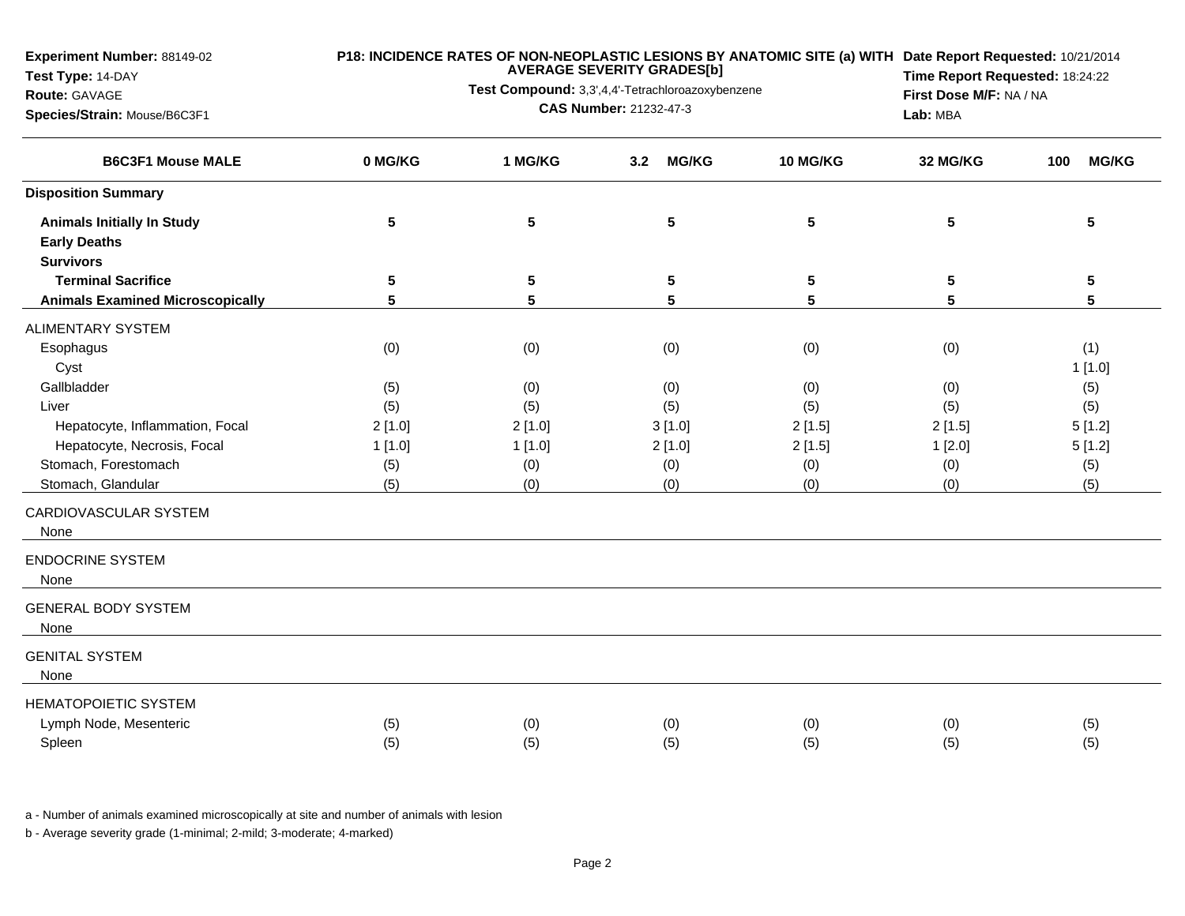**Experiment Number:** 88149-02
**Test Type:** 14-DAY
**Route:** GAVAGE
**Species/Strain:** Mouse/B6C3F1

**P18: INCIDENCE RATES OF NON-NEOPLASTIC LESIONS BY ANATOMIC SITE (a) WITH AVERAGE SEVERITY GRADES[b]**
**Test Compound:** 3,3',4,4'-Tetrachloroazoxybenzene
**CAS Number:** 21232-47-3

**Date Report Requested:** 10/21/2014
**Time Report Requested:** 18:24:22
**First Dose M/F:** NA / NA
**Lab:** MBA

| B6C3F1 Mouse MALE | 0 MG/KG | 1 MG/KG | 3.2 MG/KG | 10 MG/KG | 32 MG/KG | 100 MG/KG |
|---|---|---|---|---|---|---|
| **Disposition Summary** | | | | | | |
| **Animals Initially In Study** | 5 | 5 | 5 | 5 | 5 | 5 |
| **Early Deaths** | | | | | | |
| **Survivors** | | | | | | |
| **Terminal Sacrifice** | 5 | 5 | 5 | 5 | 5 | 5 |
| **Animals Examined Microscopically** | 5 | 5 | 5 | 5 | 5 | 5 |
| ALIMENTARY SYSTEM | | | | | | |
| Esophagus | (0) | (0) | (0) | (0) | (0) | (1) |
| Cyst | | | | | | 1 [1.0] |
| Gallbladder | (5) | (0) | (0) | (0) | (0) | (5) |
| Liver | (5) | (5) | (5) | (5) | (5) | (5) |
| Hepatocyte, Inflammation, Focal | 2 [1.0] | 2 [1.0] | 3 [1.0] | 2 [1.5] | 2 [1.5] | 5 [1.2] |
| Hepatocyte, Necrosis, Focal | 1 [1.0] | 1 [1.0] | 2 [1.0] | 2 [1.5] | 1 [2.0] | 5 [1.2] |
| Stomach, Forestomach | (5) | (0) | (0) | (0) | (0) | (5) |
| Stomach, Glandular | (5) | (0) | (0) | (0) | (0) | (5) |
| CARDIOVASCULAR SYSTEM | | | | | | |
| None | | | | | | |
| ENDOCRINE SYSTEM | | | | | | |
| None | | | | | | |
| GENERAL BODY SYSTEM | | | | | | |
| None | | | | | | |
| GENITAL SYSTEM | | | | | | |
| None | | | | | | |
| HEMATOPOIETIC SYSTEM | | | | | | |
| Lymph Node, Mesenteric | (5) | (0) | (0) | (0) | (0) | (5) |
| Spleen | (5) | (5) | (5) | (5) | (5) | (5) |

a - Number of animals examined microscopically at site and number of animals with lesion

b - Average severity grade (1-minimal; 2-mild; 3-moderate; 4-marked)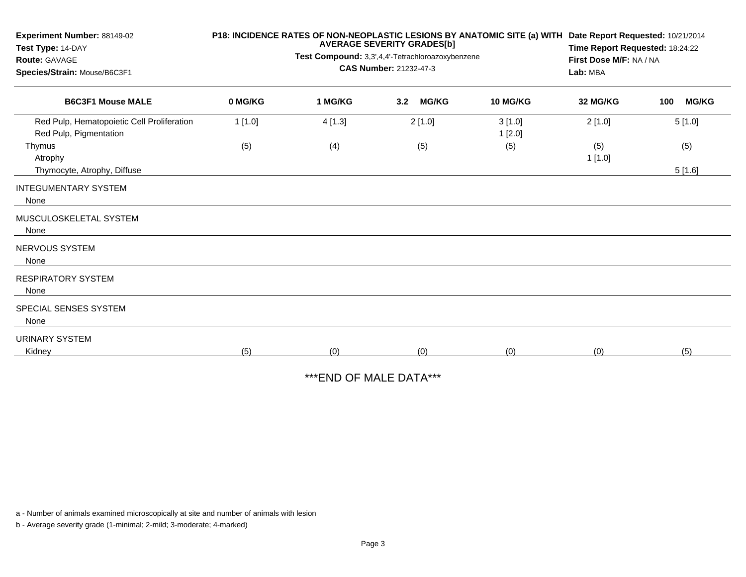**Experiment Number:** 88149-02
**Test Type:** 14-DAY
**Route:** GAVAGE
**Species/Strain:** Mouse/B6C3F1

**P18: INCIDENCE RATES OF NON-NEOPLASTIC LESIONS BY ANATOMIC SITE (a) WITH AVERAGE SEVERITY GRADES[b]**
**Test Compound:** 3,3',4,4'-Tetrachloroazoxybenzene
**CAS Number:** 21232-47-3

**Date Report Requested:** 10/21/2014
**Time Report Requested:** 18:24:22
**First Dose M/F:** NA / NA
**Lab:** MBA

| B6C3F1 Mouse MALE | 0 MG/KG | 1 MG/KG | 3.2 MG/KG | 10 MG/KG | 32 MG/KG | 100 MG/KG |
|---|---|---|---|---|---|---|
| Red Pulp, Hematopoietic Cell Proliferation | 1 [1.0] | 4 [1.3] | 2 [1.0] | 3 [1.0] | 2 [1.0] | 5 [1.0] |
| Red Pulp, Pigmentation | | | | 1 [2.0] | | |
| Thymus | (5) | (4) | (5) | (5) | (5) | (5) |
| Atrophy | | | | | 1 [1.0] | |
| Thymocyte, Atrophy, Diffuse | | | | | | 5 [1.6] |
| INTEGUMENTARY SYSTEM | | | | | | |
| None | | | | | | |
| MUSCULOSKELETAL SYSTEM | | | | | | |
| None | | | | | | |
| NERVOUS SYSTEM | | | | | | |
| None | | | | | | |
| RESPIRATORY SYSTEM | | | | | | |
| None | | | | | | |
| SPECIAL SENSES SYSTEM | | | | | | |
| None | | | | | | |
| URINARY SYSTEM | | | | | | |
| Kidney | (5) | (0) | (0) | (0) | (0) | (5) |

***END OF MALE DATA***

a - Number of animals examined microscopically at site and number of animals with lesion

b - Average severity grade (1-minimal; 2-mild; 3-moderate; 4-marked)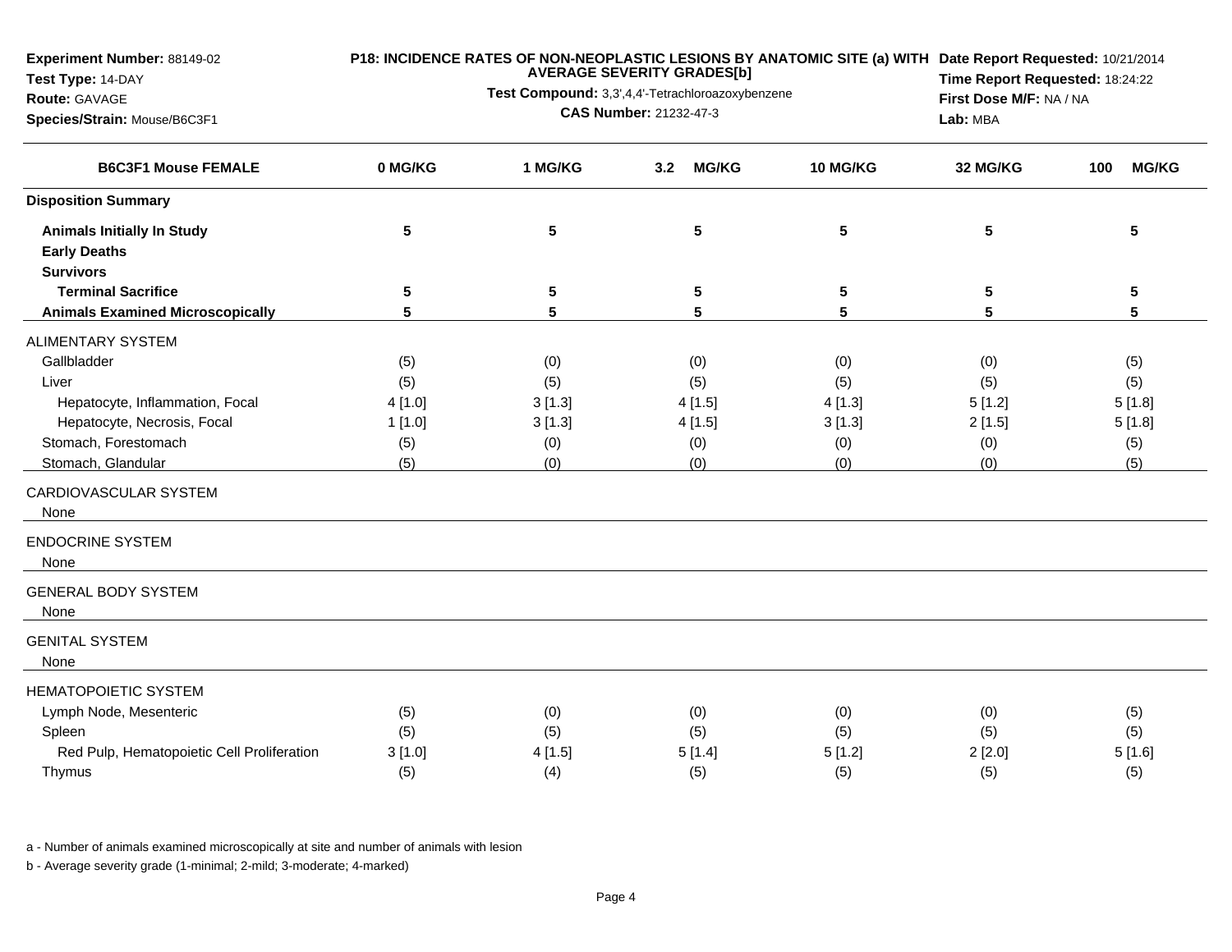**Experiment Number:** 88149-02
**Test Type:** 14-DAY
**Route:** GAVAGE
**Species/Strain:** Mouse/B6C3F1

**P18: INCIDENCE RATES OF NON-NEOPLASTIC LESIONS BY ANATOMIC SITE (a) WITH AVERAGE SEVERITY GRADES[b]**
**Test Compound:** 3,3',4,4'-Tetrachloroazoxybenzene
**CAS Number:** 21232-47-3

**Date Report Requested:** 10/21/2014
**Time Report Requested:** 18:24:22
**First Dose M/F:** NA / NA
**Lab:** MBA

| B6C3F1 Mouse FEMALE | 0 MG/KG | 1 MG/KG | 3.2 MG/KG | 10 MG/KG | 32 MG/KG | 100 MG/KG |
|---|---|---|---|---|---|---|
| **Disposition Summary** | | | | | | |
| **Animals Initially In Study** | 5 | 5 | 5 | 5 | 5 | 5 |
| **Early Deaths** | | | | | | |
| **Survivors** | | | | | | |
| **Terminal Sacrifice** | 5 | 5 | 5 | 5 | 5 | 5 |
| **Animals Examined Microscopically** | 5 | 5 | 5 | 5 | 5 | 5 |
| ALIMENTARY SYSTEM | | | | | | |
| Gallbladder | (5) | (0) | (0) | (0) | (0) | (5) |
| Liver | (5) | (5) | (5) | (5) | (5) | (5) |
| Hepatocyte, Inflammation, Focal | 4 [1.0] | 3 [1.3] | 4 [1.5] | 4 [1.3] | 5 [1.2] | 5 [1.8] |
| Hepatocyte, Necrosis, Focal | 1 [1.0] | 3 [1.3] | 4 [1.5] | 3 [1.3] | 2 [1.5] | 5 [1.8] |
| Stomach, Forestomach | (5) | (0) | (0) | (0) | (0) | (5) |
| Stomach, Glandular | (5) | (0) | (0) | (0) | (0) | (5) |
| CARDIOVASCULAR SYSTEM | | | | | | |
| None | | | | | | |
| ENDOCRINE SYSTEM | | | | | | |
| None | | | | | | |
| GENERAL BODY SYSTEM | | | | | | |
| None | | | | | | |
| GENITAL SYSTEM | | | | | | |
| None | | | | | | |
| HEMATOPOIETIC SYSTEM | | | | | | |
| Lymph Node, Mesenteric | (5) | (0) | (0) | (0) | (0) | (5) |
| Spleen | (5) | (5) | (5) | (5) | (5) | (5) |
| Red Pulp, Hematopoietic Cell Proliferation | 3 [1.0] | 4 [1.5] | 5 [1.4] | 5 [1.2] | 2 [2.0] | 5 [1.6] |
| Thymus | (5) | (4) | (5) | (5) | (5) | (5) |

a - Number of animals examined microscopically at site and number of animals with lesion

b - Average severity grade (1-minimal; 2-mild; 3-moderate; 4-marked)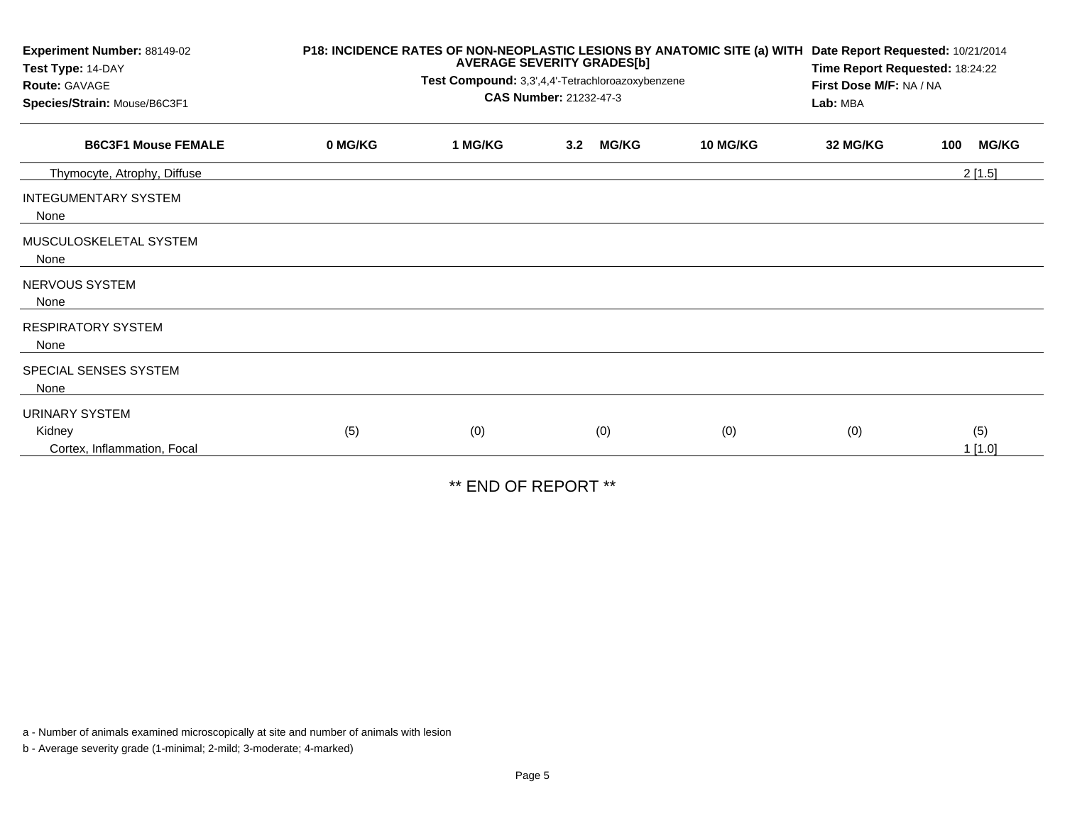**Experiment Number:** 88149-02
**Test Type:** 14-DAY
**Route:** GAVAGE
**Species/Strain:** Mouse/B6C3F1

**P18: INCIDENCE RATES OF NON-NEOPLASTIC LESIONS BY ANATOMIC SITE (a) WITH AVERAGE SEVERITY GRADES[b]**
**Test Compound:** 3,3',4,4'-Tetrachloroazoxybenzene
**CAS Number:** 21232-47-3

**Date Report Requested:** 10/21/2014
**Time Report Requested:** 18:24:22
**First Dose M/F:** NA / NA
**Lab:** MBA

| B6C3F1 Mouse FEMALE | 0 MG/KG | 1 MG/KG | 3.2 MG/KG | 10 MG/KG | 32 MG/KG | 100 MG/KG |
|---|---|---|---|---|---|---|
| Thymocyte, Atrophy, Diffuse | | | | | | 2 [1.5] |
| INTEGUMENTARY SYSTEM | | | | | | |
| None | | | | | | |
| MUSCULOSKELETAL SYSTEM | | | | | | |
| None | | | | | | |
| NERVOUS SYSTEM | | | | | | |
| None | | | | | | |
| RESPIRATORY SYSTEM | | | | | | |
| None | | | | | | |
| SPECIAL SENSES SYSTEM | | | | | | |
| None | | | | | | |
| URINARY SYSTEM | | | | | | |
| Kidney | (5) | (0) | (0) | (0) | (0) | (5) |
| Cortex, Inflammation, Focal | | | | | | 1 [1.0] |

** END OF REPORT **

a - Number of animals examined microscopically at site and number of animals with lesion

b - Average severity grade (1-minimal; 2-mild; 3-moderate; 4-marked)